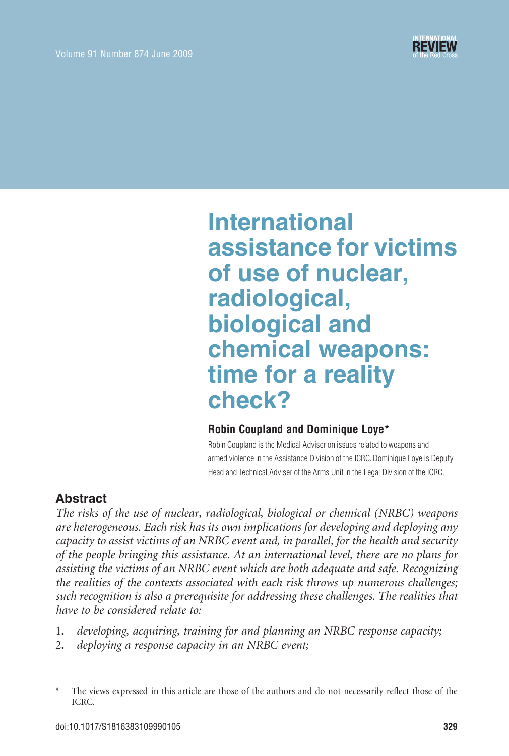# International assistance for victims of use of nuclear, radiological, biological and chemical weapons: time for a reality check?

**Robin Coupland and Dominique Loye***

Robin Coupland is the Medical Adviser on issues related to weapons and armed violence in the Assistance Division of the ICRC. Dominique Loye is Deputy Head and Technical Adviser of the Arms Unit in the Legal Division of the ICRC.

## Abstract

*The risks of the use of nuclear, radiological, biological or chemical (NRBC) weapons are heterogeneous. Each risk has its own implications for developing and deploying any capacity to assist victims of an NRBC event and, in parallel, for the health and security of the people bringing this assistance. At an international level, there are no plans for assisting the victims of an NRBC event which are both adequate and safe. Recognizing the realities of the contexts associated with each risk throws up numerous challenges; such recognition is also a prerequisite for addressing these challenges. The realities that have to be considered relate to:*

1. *developing, acquiring, training for and planning an NRBC response capacity;*
2. *deploying a response capacity in an NRBC event;*

\* The views expressed in this article are those of the authors and do not necessarily reflect those of the ICRC.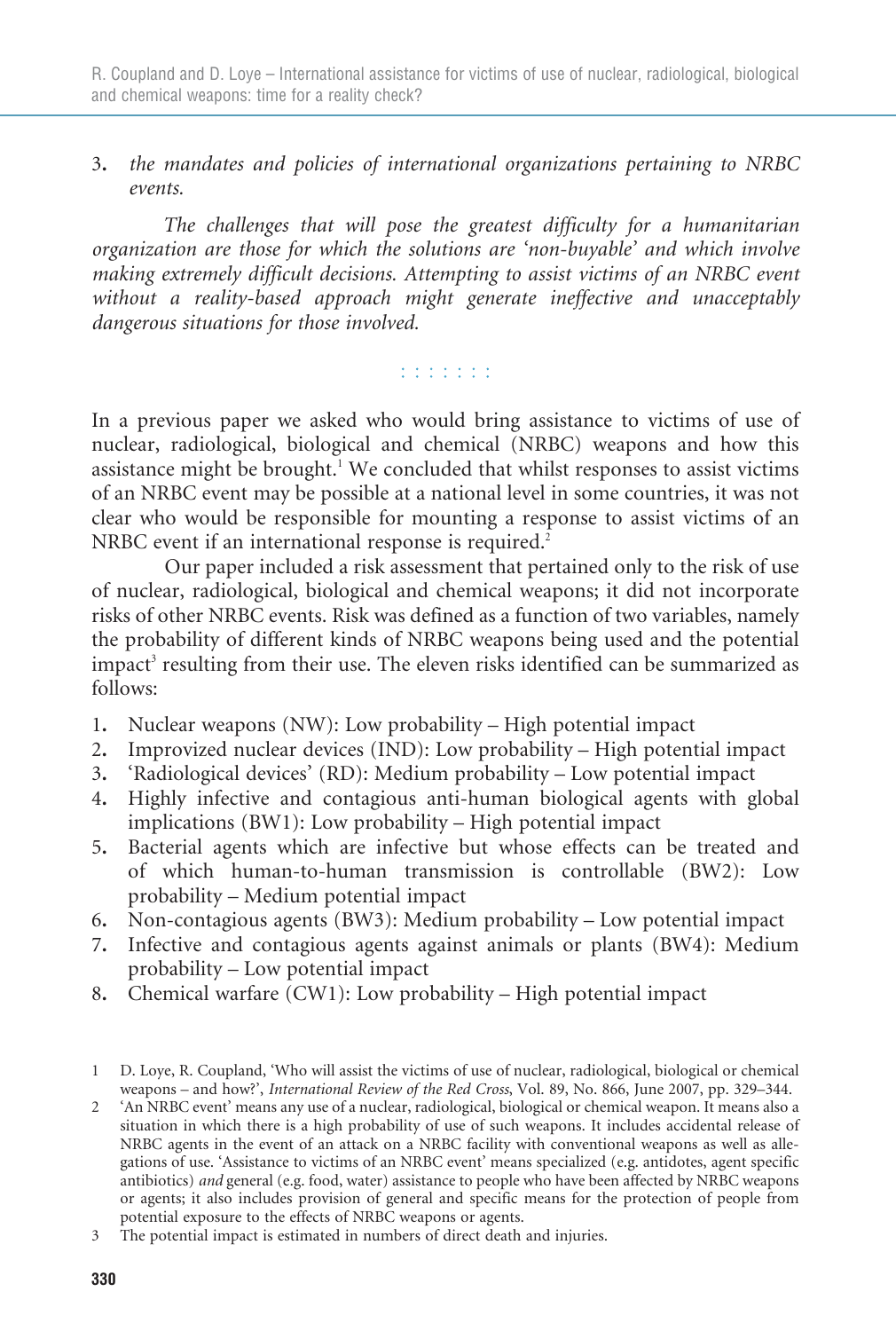3. *the mandates and policies of international organizations pertaining to NRBC events.*

*The challenges that will pose the greatest difficulty for a humanitarian organization are those for which the solutions are 'non-buyable' and which involve making extremely difficult decisions. Attempting to assist victims of an NRBC event without a reality-based approach might generate ineffective and unacceptably dangerous situations for those involved.*

: : : : : : :

In a previous paper we asked who would bring assistance to victims of use of nuclear, radiological, biological and chemical (NRBC) weapons and how this assistance might be brought.[1] We concluded that whilst responses to assist victims of an NRBC event may be possible at a national level in some countries, it was not clear who would be responsible for mounting a response to assist victims of an NRBC event if an international response is required.[2]

Our paper included a risk assessment that pertained only to the risk of use of nuclear, radiological, biological and chemical weapons; it did not incorporate risks of other NRBC events. Risk was defined as a function of two variables, namely the probability of different kinds of NRBC weapons being used and the potential impact[3] resulting from their use. The eleven risks identified can be summarized as follows:

1. Nuclear weapons (NW): Low probability – High potential impact
2. Improvized nuclear devices (IND): Low probability – High potential impact
3. 'Radiological devices' (RD): Medium probability – Low potential impact
4. Highly infective and contagious anti-human biological agents with global implications (BW1): Low probability – High potential impact
5. Bacterial agents which are infective but whose effects can be treated and of which human-to-human transmission is controllable (BW2): Low probability – Medium potential impact
6. Non-contagious agents (BW3): Medium probability – Low potential impact
7. Infective and contagious agents against animals or plants (BW4): Medium probability – Low potential impact
8. Chemical warfare (CW1): Low probability – High potential impact

1 D. Loye, R. Coupland, 'Who will assist the victims of use of nuclear, radiological, biological or chemical weapons – and how?', *International Review of the Red Cross*, Vol. 89, No. 866, June 2007, pp. 329–344.

2 'An NRBC event' means any use of a nuclear, radiological, biological or chemical weapon. It means also a situation in which there is a high probability of use of such weapons. It includes accidental release of NRBC agents in the event of an attack on a NRBC facility with conventional weapons as well as allegations of use. 'Assistance to victims of an NRBC event' means specialized (e.g. antidotes, agent specific antibiotics) *and* general (e.g. food, water) assistance to people who have been affected by NRBC weapons or agents; it also includes provision of general and specific means for the protection of people from potential exposure to the effects of NRBC weapons or agents.

3 The potential impact is estimated in numbers of direct death and injuries.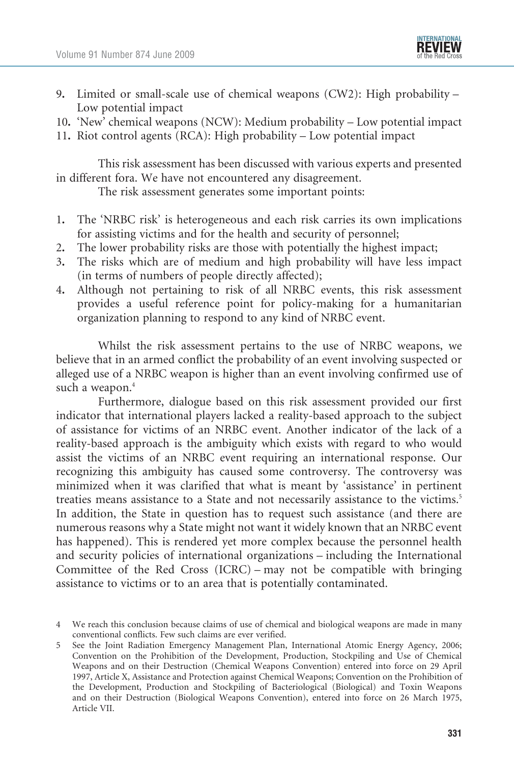9. Limited or small-scale use of chemical weapons (CW2): High probability – Low potential impact
10. 'New' chemical weapons (NCW): Medium probability – Low potential impact
11. Riot control agents (RCA): High probability – Low potential impact

This risk assessment has been discussed with various experts and presented in different fora. We have not encountered any disagreement.

The risk assessment generates some important points:

1. The 'NRBC risk' is heterogeneous and each risk carries its own implications for assisting victims and for the health and security of personnel;
2. The lower probability risks are those with potentially the highest impact;
3. The risks which are of medium and high probability will have less impact (in terms of numbers of people directly affected);
4. Although not pertaining to risk of all NRBC events, this risk assessment provides a useful reference point for policy-making for a humanitarian organization planning to respond to any kind of NRBC event.

Whilst the risk assessment pertains to the use of NRBC weapons, we believe that in an armed conflict the probability of an event involving suspected or alleged use of a NRBC weapon is higher than an event involving confirmed use of such a weapon.[4]

Furthermore, dialogue based on this risk assessment provided our first indicator that international players lacked a reality-based approach to the subject of assistance for victims of an NRBC event. Another indicator of the lack of a reality-based approach is the ambiguity which exists with regard to who would assist the victims of an NRBC event requiring an international response. Our recognizing this ambiguity has caused some controversy. The controversy was minimized when it was clarified that what is meant by 'assistance' in pertinent treaties means assistance to a State and not necessarily assistance to the victims.[5] In addition, the State in question has to request such assistance (and there are numerous reasons why a State might not want it widely known that an NRBC event has happened). This is rendered yet more complex because the personnel health and security policies of international organizations – including the International Committee of the Red Cross (ICRC) – may not be compatible with bringing assistance to victims or to an area that is potentially contaminated.

4 We reach this conclusion because claims of use of chemical and biological weapons are made in many conventional conflicts. Few such claims are ever verified.

5 See the Joint Radiation Emergency Management Plan, International Atomic Energy Agency, 2006; Convention on the Prohibition of the Development, Production, Stockpiling and Use of Chemical Weapons and on their Destruction (Chemical Weapons Convention) entered into force on 29 April 1997, Article X, Assistance and Protection against Chemical Weapons; Convention on the Prohibition of the Development, Production and Stockpiling of Bacteriological (Biological) and Toxin Weapons and on their Destruction (Biological Weapons Convention), entered into force on 26 March 1975, Article VII.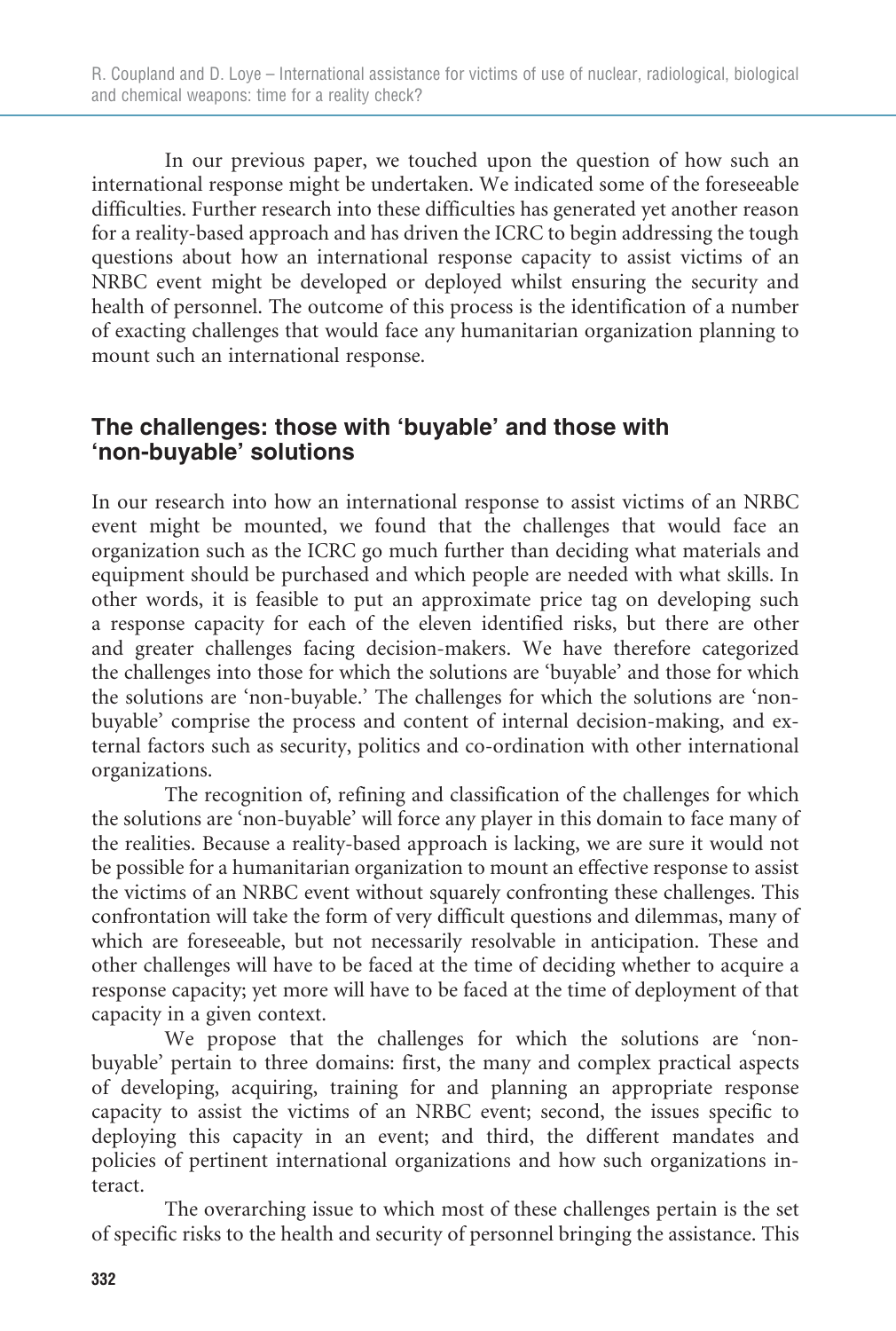In our previous paper, we touched upon the question of how such an international response might be undertaken. We indicated some of the foreseeable difficulties. Further research into these difficulties has generated yet another reason for a reality-based approach and has driven the ICRC to begin addressing the tough questions about how an international response capacity to assist victims of an NRBC event might be developed or deployed whilst ensuring the security and health of personnel. The outcome of this process is the identification of a number of exacting challenges that would face any humanitarian organization planning to mount such an international response.

## The challenges: those with 'buyable' and those with 'non-buyable' solutions

In our research into how an international response to assist victims of an NRBC event might be mounted, we found that the challenges that would face an organization such as the ICRC go much further than deciding what materials and equipment should be purchased and which people are needed with what skills. In other words, it is feasible to put an approximate price tag on developing such a response capacity for each of the eleven identified risks, but there are other and greater challenges facing decision-makers. We have therefore categorized the challenges into those for which the solutions are 'buyable' and those for which the solutions are 'non-buyable.' The challenges for which the solutions are 'non-buyable' comprise the process and content of internal decision-making, and external factors such as security, politics and co-ordination with other international organizations.

The recognition of, refining and classification of the challenges for which the solutions are 'non-buyable' will force any player in this domain to face many of the realities. Because a reality-based approach is lacking, we are sure it would not be possible for a humanitarian organization to mount an effective response to assist the victims of an NRBC event without squarely confronting these challenges. This confrontation will take the form of very difficult questions and dilemmas, many of which are foreseeable, but not necessarily resolvable in anticipation. These and other challenges will have to be faced at the time of deciding whether to acquire a response capacity; yet more will have to be faced at the time of deployment of that capacity in a given context.

We propose that the challenges for which the solutions are 'non-buyable' pertain to three domains: first, the many and complex practical aspects of developing, acquiring, training for and planning an appropriate response capacity to assist the victims of an NRBC event; second, the issues specific to deploying this capacity in an event; and third, the different mandates and policies of pertinent international organizations and how such organizations interact.

The overarching issue to which most of these challenges pertain is the set of specific risks to the health and security of personnel bringing the assistance. This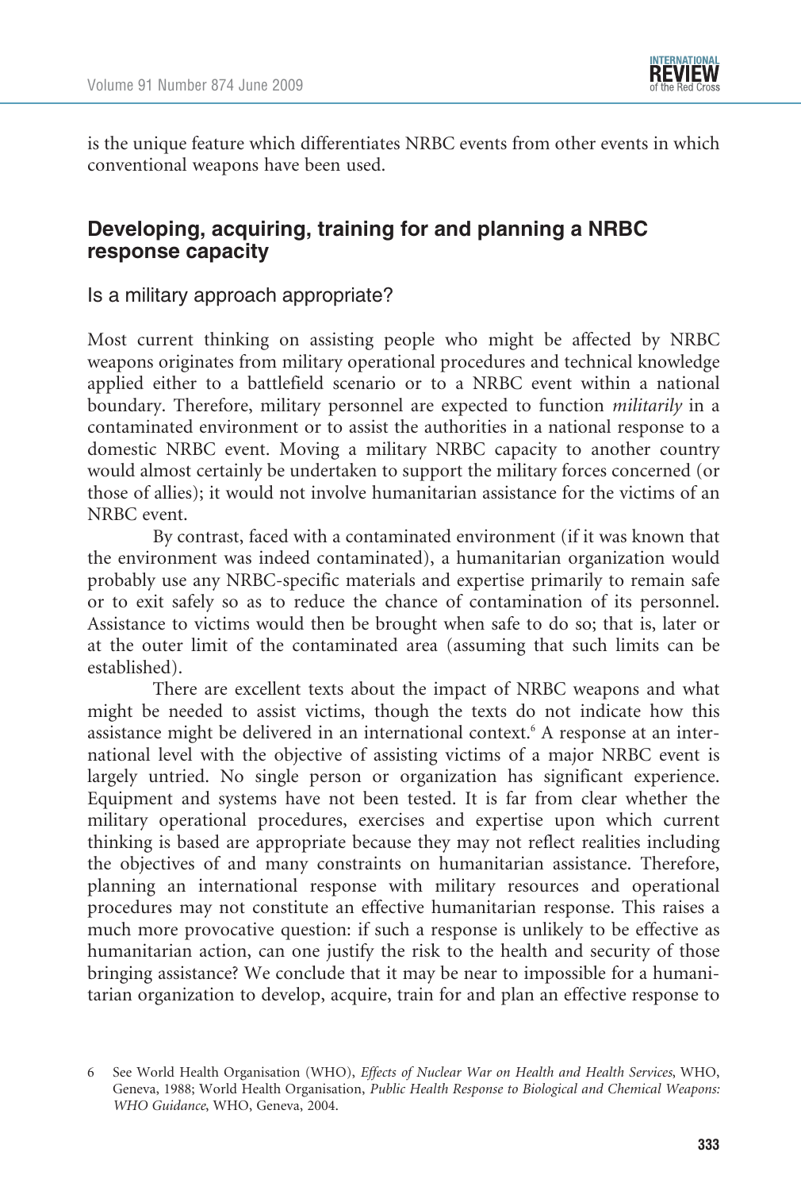is the unique feature which differentiates NRBC events from other events in which conventional weapons have been used.

## Developing, acquiring, training for and planning a NRBC response capacity

### Is a military approach appropriate?

Most current thinking on assisting people who might be affected by NRBC weapons originates from military operational procedures and technical knowledge applied either to a battlefield scenario or to a NRBC event within a national boundary. Therefore, military personnel are expected to function *militarily* in a contaminated environment or to assist the authorities in a national response to a domestic NRBC event. Moving a military NRBC capacity to another country would almost certainly be undertaken to support the military forces concerned (or those of allies); it would not involve humanitarian assistance for the victims of an NRBC event.

By contrast, faced with a contaminated environment (if it was known that the environment was indeed contaminated), a humanitarian organization would probably use any NRBC-specific materials and expertise primarily to remain safe or to exit safely so as to reduce the chance of contamination of its personnel. Assistance to victims would then be brought when safe to do so; that is, later or at the outer limit of the contaminated area (assuming that such limits can be established).

There are excellent texts about the impact of NRBC weapons and what might be needed to assist victims, though the texts do not indicate how this assistance might be delivered in an international context.[6] A response at an international level with the objective of assisting victims of a major NRBC event is largely untried. No single person or organization has significant experience. Equipment and systems have not been tested. It is far from clear whether the military operational procedures, exercises and expertise upon which current thinking is based are appropriate because they may not reflect realities including the objectives of and many constraints on humanitarian assistance. Therefore, planning an international response with military resources and operational procedures may not constitute an effective humanitarian response. This raises a much more provocative question: if such a response is unlikely to be effective as humanitarian action, can one justify the risk to the health and security of those bringing assistance? We conclude that it may be near to impossible for a humanitarian organization to develop, acquire, train for and plan an effective response to

6 See World Health Organisation (WHO), *Effects of Nuclear War on Health and Health Services*, WHO, Geneva, 1988; World Health Organisation, *Public Health Response to Biological and Chemical Weapons: WHO Guidance*, WHO, Geneva, 2004.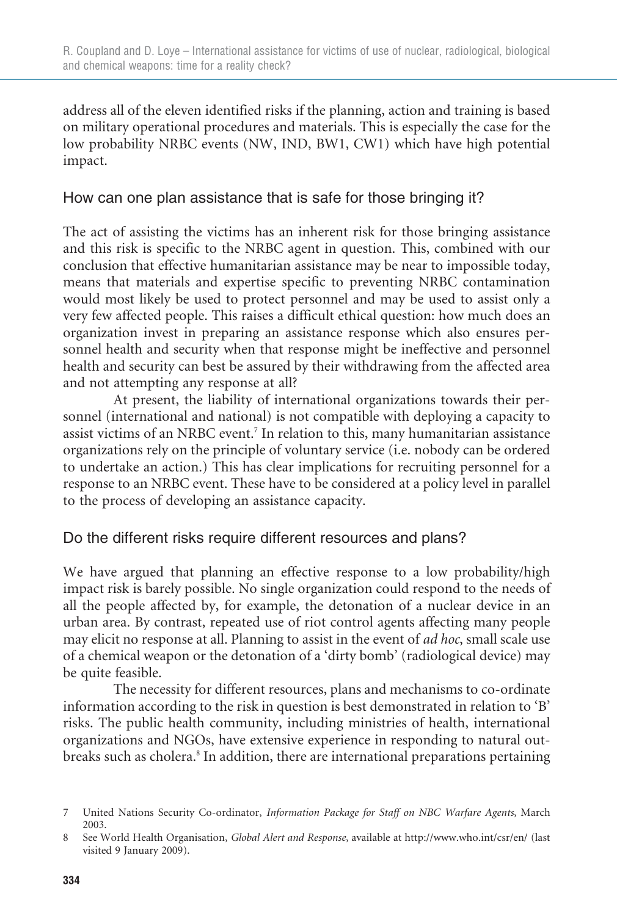address all of the eleven identified risks if the planning, action and training is based on military operational procedures and materials. This is especially the case for the low probability NRBC events (NW, IND, BW1, CW1) which have high potential impact.

## How can one plan assistance that is safe for those bringing it?

The act of assisting the victims has an inherent risk for those bringing assistance and this risk is specific to the NRBC agent in question. This, combined with our conclusion that effective humanitarian assistance may be near to impossible today, means that materials and expertise specific to preventing NRBC contamination would most likely be used to protect personnel and may be used to assist only a very few affected people. This raises a difficult ethical question: how much does an organization invest in preparing an assistance response which also ensures personnel health and security when that response might be ineffective and personnel health and security can best be assured by their withdrawing from the affected area and not attempting any response at all?

At present, the liability of international organizations towards their personnel (international and national) is not compatible with deploying a capacity to assist victims of an NRBC event.[7] In relation to this, many humanitarian assistance organizations rely on the principle of voluntary service (i.e. nobody can be ordered to undertake an action.) This has clear implications for recruiting personnel for a response to an NRBC event. These have to be considered at a policy level in parallel to the process of developing an assistance capacity.

## Do the different risks require different resources and plans?

We have argued that planning an effective response to a low probability/high impact risk is barely possible. No single organization could respond to the needs of all the people affected by, for example, the detonation of a nuclear device in an urban area. By contrast, repeated use of riot control agents affecting many people may elicit no response at all. Planning to assist in the event of *ad hoc*, small scale use of a chemical weapon or the detonation of a 'dirty bomb' (radiological device) may be quite feasible.

The necessity for different resources, plans and mechanisms to co-ordinate information according to the risk in question is best demonstrated in relation to 'B' risks. The public health community, including ministries of health, international organizations and NGOs, have extensive experience in responding to natural outbreaks such as cholera.[8] In addition, there are international preparations pertaining

7 United Nations Security Co-ordinator, *Information Package for Staff on NBC Warfare Agents*, March 2003.

8 See World Health Organisation, *Global Alert and Response*, available at http://www.who.int/csr/en/ (last visited 9 January 2009).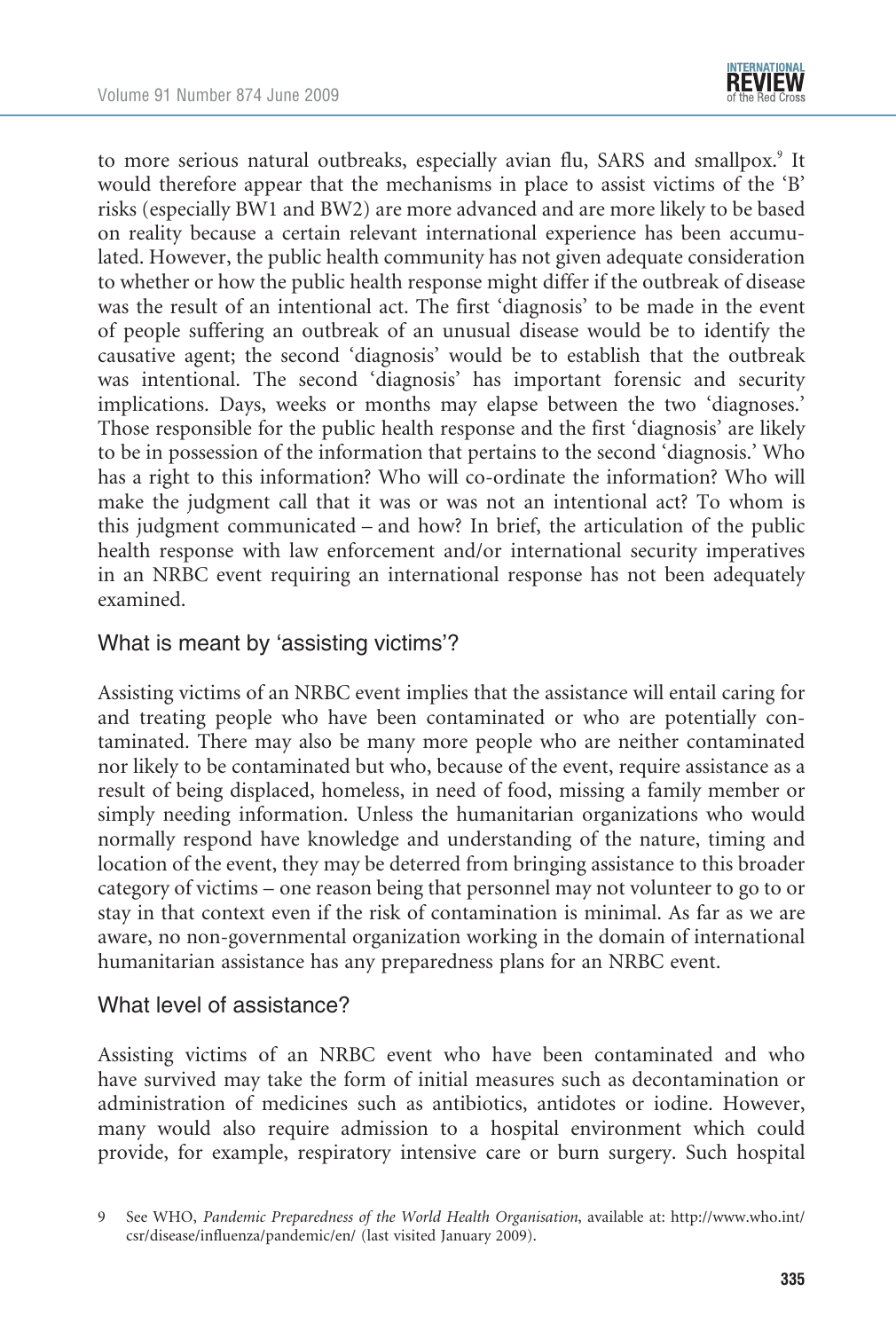to more serious natural outbreaks, especially avian flu, SARS and smallpox.[9] It would therefore appear that the mechanisms in place to assist victims of the 'B' risks (especially BW1 and BW2) are more advanced and are more likely to be based on reality because a certain relevant international experience has been accumulated. However, the public health community has not given adequate consideration to whether or how the public health response might differ if the outbreak of disease was the result of an intentional act. The first 'diagnosis' to be made in the event of people suffering an outbreak of an unusual disease would be to identify the causative agent; the second 'diagnosis' would be to establish that the outbreak was intentional. The second 'diagnosis' has important forensic and security implications. Days, weeks or months may elapse between the two 'diagnoses.' Those responsible for the public health response and the first 'diagnosis' are likely to be in possession of the information that pertains to the second 'diagnosis.' Who has a right to this information? Who will co-ordinate the information? Who will make the judgment call that it was or was not an intentional act? To whom is this judgment communicated – and how? In brief, the articulation of the public health response with law enforcement and/or international security imperatives in an NRBC event requiring an international response has not been adequately examined.

## What is meant by 'assisting victims'?

Assisting victims of an NRBC event implies that the assistance will entail caring for and treating people who have been contaminated or who are potentially contaminated. There may also be many more people who are neither contaminated nor likely to be contaminated but who, because of the event, require assistance as a result of being displaced, homeless, in need of food, missing a family member or simply needing information. Unless the humanitarian organizations who would normally respond have knowledge and understanding of the nature, timing and location of the event, they may be deterred from bringing assistance to this broader category of victims – one reason being that personnel may not volunteer to go to or stay in that context even if the risk of contamination is minimal. As far as we are aware, no non-governmental organization working in the domain of international humanitarian assistance has any preparedness plans for an NRBC event.

## What level of assistance?

Assisting victims of an NRBC event who have been contaminated and who have survived may take the form of initial measures such as decontamination or administration of medicines such as antibiotics, antidotes or iodine. However, many would also require admission to a hospital environment which could provide, for example, respiratory intensive care or burn surgery. Such hospital

9 See WHO, *Pandemic Preparedness of the World Health Organisation*, available at: http://www.who.int/csr/disease/influenza/pandemic/en/ (last visited January 2009).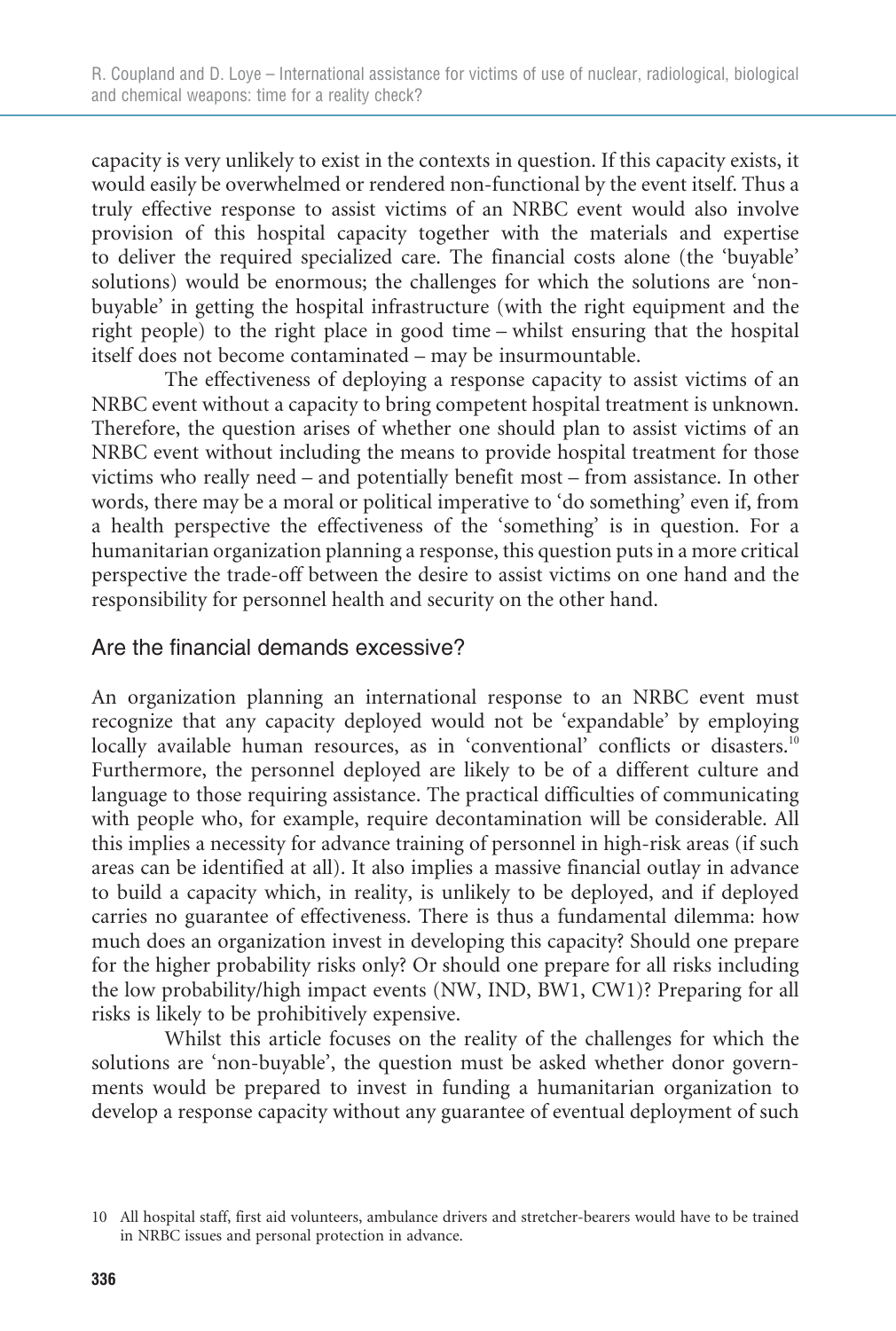capacity is very unlikely to exist in the contexts in question. If this capacity exists, it would easily be overwhelmed or rendered non-functional by the event itself. Thus a truly effective response to assist victims of an NRBC event would also involve provision of this hospital capacity together with the materials and expertise to deliver the required specialized care. The financial costs alone (the 'buyable' solutions) would be enormous; the challenges for which the solutions are 'non-buyable' in getting the hospital infrastructure (with the right equipment and the right people) to the right place in good time – whilst ensuring that the hospital itself does not become contaminated – may be insurmountable.

The effectiveness of deploying a response capacity to assist victims of an NRBC event without a capacity to bring competent hospital treatment is unknown. Therefore, the question arises of whether one should plan to assist victims of an NRBC event without including the means to provide hospital treatment for those victims who really need – and potentially benefit most – from assistance. In other words, there may be a moral or political imperative to 'do something' even if, from a health perspective the effectiveness of the 'something' is in question. For a humanitarian organization planning a response, this question puts in a more critical perspective the trade-off between the desire to assist victims on one hand and the responsibility for personnel health and security on the other hand.

## Are the financial demands excessive?

An organization planning an international response to an NRBC event must recognize that any capacity deployed would not be 'expandable' by employing locally available human resources, as in 'conventional' conflicts or disasters.[10] Furthermore, the personnel deployed are likely to be of a different culture and language to those requiring assistance. The practical difficulties of communicating with people who, for example, require decontamination will be considerable. All this implies a necessity for advance training of personnel in high-risk areas (if such areas can be identified at all). It also implies a massive financial outlay in advance to build a capacity which, in reality, is unlikely to be deployed, and if deployed carries no guarantee of effectiveness. There is thus a fundamental dilemma: how much does an organization invest in developing this capacity? Should one prepare for the higher probability risks only? Or should one prepare for all risks including the low probability/high impact events (NW, IND, BW1, CW1)? Preparing for all risks is likely to be prohibitively expensive.

Whilst this article focuses on the reality of the challenges for which the solutions are 'non-buyable', the question must be asked whether donor governments would be prepared to invest in funding a humanitarian organization to develop a response capacity without any guarantee of eventual deployment of such

10 All hospital staff, first aid volunteers, ambulance drivers and stretcher-bearers would have to be trained in NRBC issues and personal protection in advance.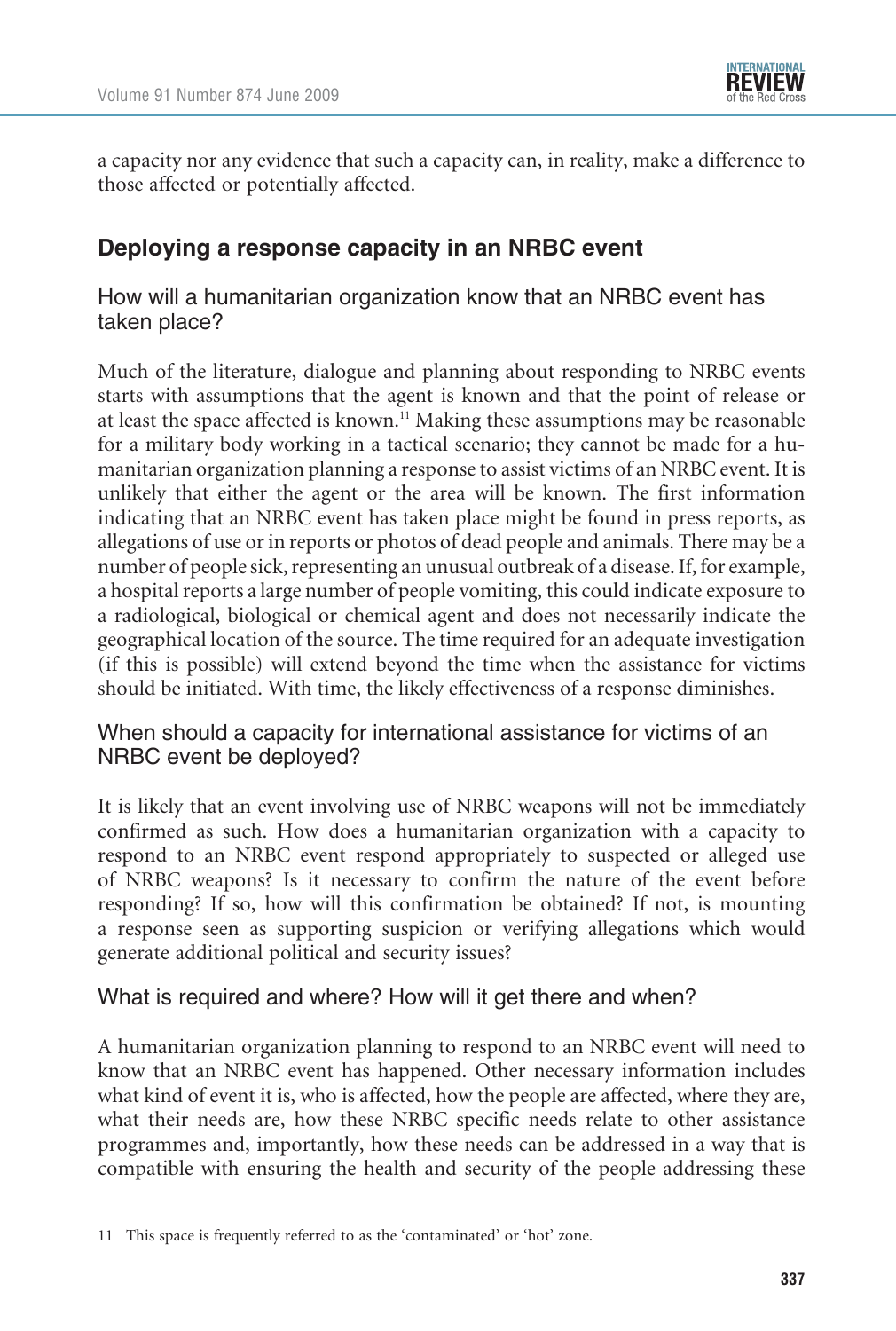a capacity nor any evidence that such a capacity can, in reality, make a difference to those affected or potentially affected.

## Deploying a response capacity in an NRBC event

### How will a humanitarian organization know that an NRBC event has taken place?

Much of the literature, dialogue and planning about responding to NRBC events starts with assumptions that the agent is known and that the point of release or at least the space affected is known.[11] Making these assumptions may be reasonable for a military body working in a tactical scenario; they cannot be made for a humanitarian organization planning a response to assist victims of an NRBC event. It is unlikely that either the agent or the area will be known. The first information indicating that an NRBC event has taken place might be found in press reports, as allegations of use or in reports or photos of dead people and animals. There may be a number of people sick, representing an unusual outbreak of a disease. If, for example, a hospital reports a large number of people vomiting, this could indicate exposure to a radiological, biological or chemical agent and does not necessarily indicate the geographical location of the source. The time required for an adequate investigation (if this is possible) will extend beyond the time when the assistance for victims should be initiated. With time, the likely effectiveness of a response diminishes.

### When should a capacity for international assistance for victims of an NRBC event be deployed?

It is likely that an event involving use of NRBC weapons will not be immediately confirmed as such. How does a humanitarian organization with a capacity to respond to an NRBC event respond appropriately to suspected or alleged use of NRBC weapons? Is it necessary to confirm the nature of the event before responding? If so, how will this confirmation be obtained? If not, is mounting a response seen as supporting suspicion or verifying allegations which would generate additional political and security issues?

### What is required and where? How will it get there and when?

A humanitarian organization planning to respond to an NRBC event will need to know that an NRBC event has happened. Other necessary information includes what kind of event it is, who is affected, how the people are affected, where they are, what their needs are, how these NRBC specific needs relate to other assistance programmes and, importantly, how these needs can be addressed in a way that is compatible with ensuring the health and security of the people addressing these

11 This space is frequently referred to as the 'contaminated' or 'hot' zone.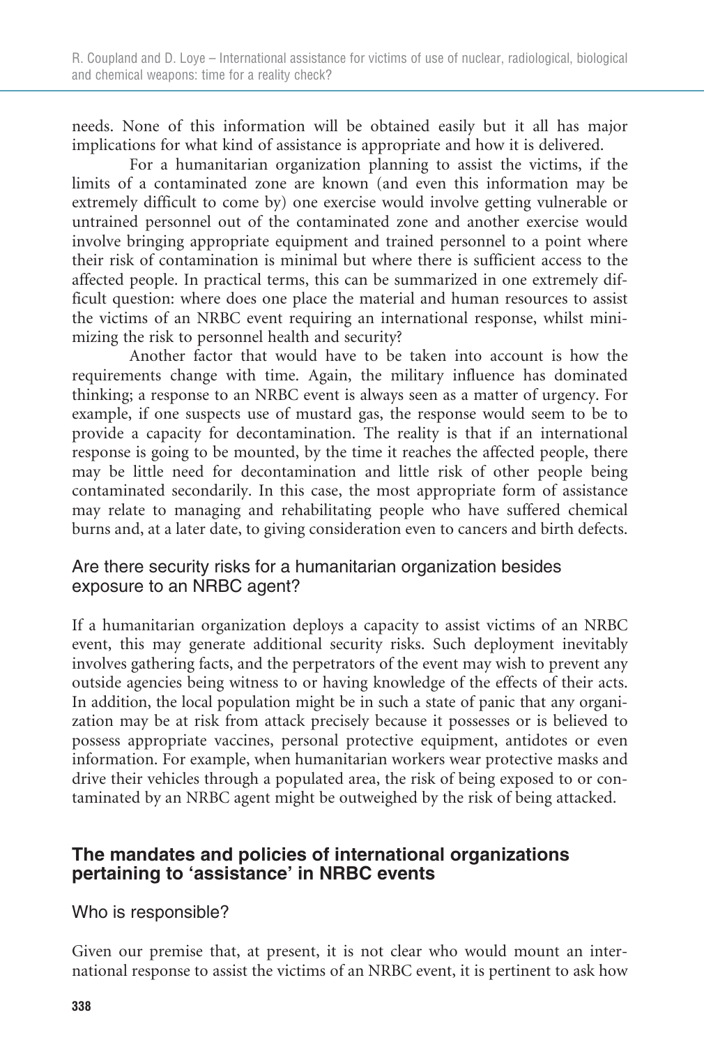needs. None of this information will be obtained easily but it all has major implications for what kind of assistance is appropriate and how it is delivered.

For a humanitarian organization planning to assist the victims, if the limits of a contaminated zone are known (and even this information may be extremely difficult to come by) one exercise would involve getting vulnerable or untrained personnel out of the contaminated zone and another exercise would involve bringing appropriate equipment and trained personnel to a point where their risk of contamination is minimal but where there is sufficient access to the affected people. In practical terms, this can be summarized in one extremely difficult question: where does one place the material and human resources to assist the victims of an NRBC event requiring an international response, whilst minimizing the risk to personnel health and security?

Another factor that would have to be taken into account is how the requirements change with time. Again, the military influence has dominated thinking; a response to an NRBC event is always seen as a matter of urgency. For example, if one suspects use of mustard gas, the response would seem to be to provide a capacity for decontamination. The reality is that if an international response is going to be mounted, by the time it reaches the affected people, there may be little need for decontamination and little risk of other people being contaminated secondarily. In this case, the most appropriate form of assistance may relate to managing and rehabilitating people who have suffered chemical burns and, at a later date, to giving consideration even to cancers and birth defects.

### Are there security risks for a humanitarian organization besides exposure to an NRBC agent?

If a humanitarian organization deploys a capacity to assist victims of an NRBC event, this may generate additional security risks. Such deployment inevitably involves gathering facts, and the perpetrators of the event may wish to prevent any outside agencies being witness to or having knowledge of the effects of their acts. In addition, the local population might be in such a state of panic that any organization may be at risk from attack precisely because it possesses or is believed to possess appropriate vaccines, personal protective equipment, antidotes or even information. For example, when humanitarian workers wear protective masks and drive their vehicles through a populated area, the risk of being exposed to or contaminated by an NRBC agent might be outweighed by the risk of being attacked.

## The mandates and policies of international organizations pertaining to 'assistance' in NRBC events

### Who is responsible?

Given our premise that, at present, it is not clear who would mount an international response to assist the victims of an NRBC event, it is pertinent to ask how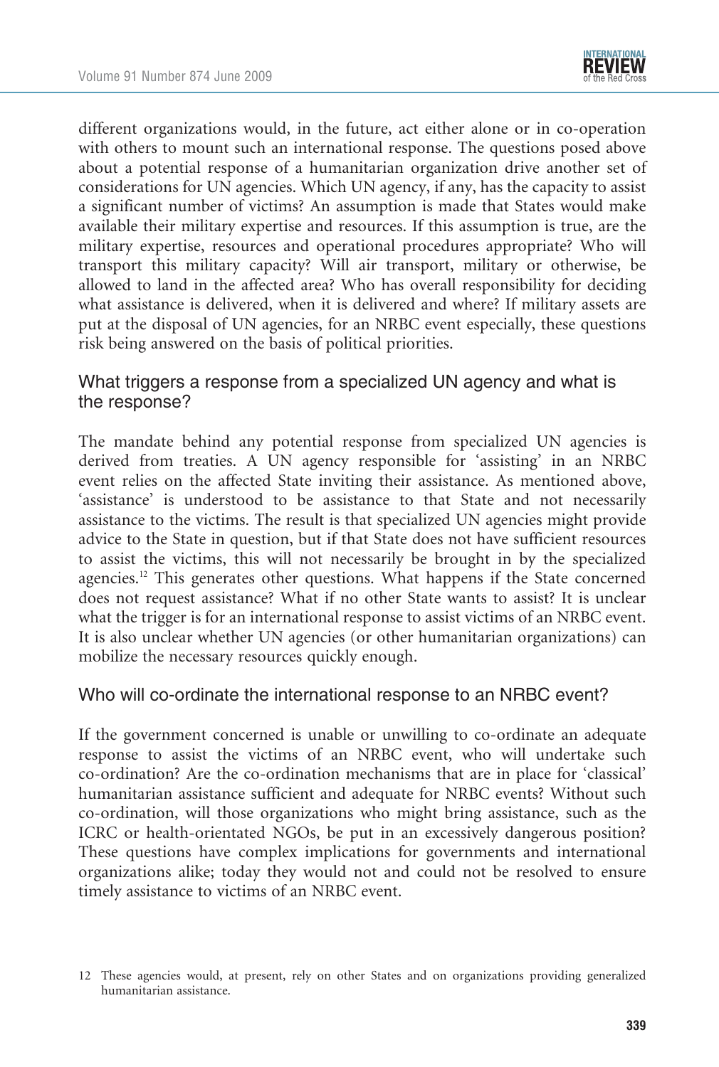different organizations would, in the future, act either alone or in co-operation with others to mount such an international response. The questions posed above about a potential response of a humanitarian organization drive another set of considerations for UN agencies. Which UN agency, if any, has the capacity to assist a significant number of victims? An assumption is made that States would make available their military expertise and resources. If this assumption is true, are the military expertise, resources and operational procedures appropriate? Who will transport this military capacity? Will air transport, military or otherwise, be allowed to land in the affected area? Who has overall responsibility for deciding what assistance is delivered, when it is delivered and where? If military assets are put at the disposal of UN agencies, for an NRBC event especially, these questions risk being answered on the basis of political priorities.

### What triggers a response from a specialized UN agency and what is the response?

The mandate behind any potential response from specialized UN agencies is derived from treaties. A UN agency responsible for 'assisting' in an NRBC event relies on the affected State inviting their assistance. As mentioned above, 'assistance' is understood to be assistance to that State and not necessarily assistance to the victims. The result is that specialized UN agencies might provide advice to the State in question, but if that State does not have sufficient resources to assist the victims, this will not necessarily be brought in by the specialized agencies.[12] This generates other questions. What happens if the State concerned does not request assistance? What if no other State wants to assist? It is unclear what the trigger is for an international response to assist victims of an NRBC event. It is also unclear whether UN agencies (or other humanitarian organizations) can mobilize the necessary resources quickly enough.

### Who will co-ordinate the international response to an NRBC event?

If the government concerned is unable or unwilling to co-ordinate an adequate response to assist the victims of an NRBC event, who will undertake such co-ordination? Are the co-ordination mechanisms that are in place for 'classical' humanitarian assistance sufficient and adequate for NRBC events? Without such co-ordination, will those organizations who might bring assistance, such as the ICRC or health-orientated NGOs, be put in an excessively dangerous position? These questions have complex implications for governments and international organizations alike; today they would not and could not be resolved to ensure timely assistance to victims of an NRBC event.

12 These agencies would, at present, rely on other States and on organizations providing generalized humanitarian assistance.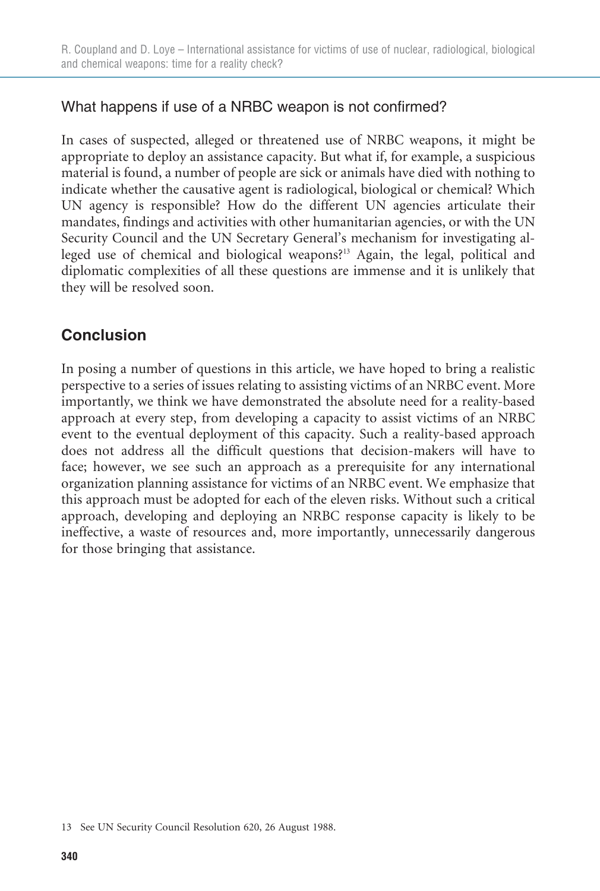### What happens if use of a NRBC weapon is not confirmed?

In cases of suspected, alleged or threatened use of NRBC weapons, it might be appropriate to deploy an assistance capacity. But what if, for example, a suspicious material is found, a number of people are sick or animals have died with nothing to indicate whether the causative agent is radiological, biological or chemical? Which UN agency is responsible? How do the different UN agencies articulate their mandates, findings and activities with other humanitarian agencies, or with the UN Security Council and the UN Secretary General's mechanism for investigating alleged use of chemical and biological weapons?[13] Again, the legal, political and diplomatic complexities of all these questions are immense and it is unlikely that they will be resolved soon.

## Conclusion

In posing a number of questions in this article, we have hoped to bring a realistic perspective to a series of issues relating to assisting victims of an NRBC event. More importantly, we think we have demonstrated the absolute need for a reality-based approach at every step, from developing a capacity to assist victims of an NRBC event to the eventual deployment of this capacity. Such a reality-based approach does not address all the difficult questions that decision-makers will have to face; however, we see such an approach as a prerequisite for any international organization planning assistance for victims of an NRBC event. We emphasize that this approach must be adopted for each of the eleven risks. Without such a critical approach, developing and deploying an NRBC response capacity is likely to be ineffective, a waste of resources and, more importantly, unnecessarily dangerous for those bringing that assistance.

13 See UN Security Council Resolution 620, 26 August 1988.